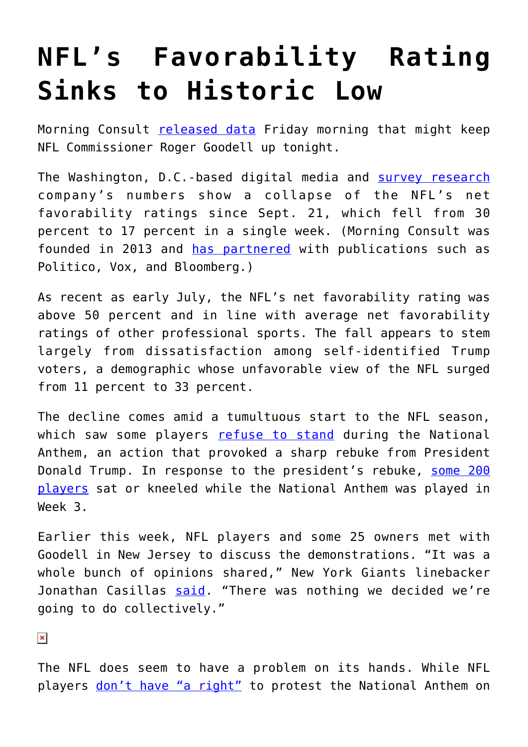# NFL's Favorability Rating Sinks to Historic Low

Morning Consult released data Friday morning that might keep NFL Commissioner Roger Goodell up tonight.

The Washington, D.C.-based digital media and survey research company's numbers show a collapse of the NFL's net favorability ratings since Sept. 21, which fell from 30 percent to 17 percent in a single week. (Morning Consult was founded in 2013 and has partnered with publications such as Politico, Vox, and Bloomberg.)

As recent as early July, the NFL's net favorability rating was above 50 percent and in line with average net favorability ratings of other professional sports. The fall appears to stem largely from dissatisfaction among self-identified Trump voters, a demographic whose unfavorable view of the NFL surged from 11 percent to 33 percent.

The decline comes amid a tumultuous start to the NFL season, which saw some players refuse to stand during the National Anthem, an action that provoked a sharp rebuke from President Donald Trump. In response to the president's rebuke, some 200 players sat or kneeled while the National Anthem was played in Week 3.

Earlier this week, NFL players and some 25 owners met with Goodell in New Jersey to discuss the demonstrations. "It was a whole bunch of opinions shared," New York Giants linebacker Jonathan Casillas said. "There was nothing we decided we're going to do collectively."

The NFL does seem to have a problem on its hands. While NFL players don't have "a right" to protest the National Anthem on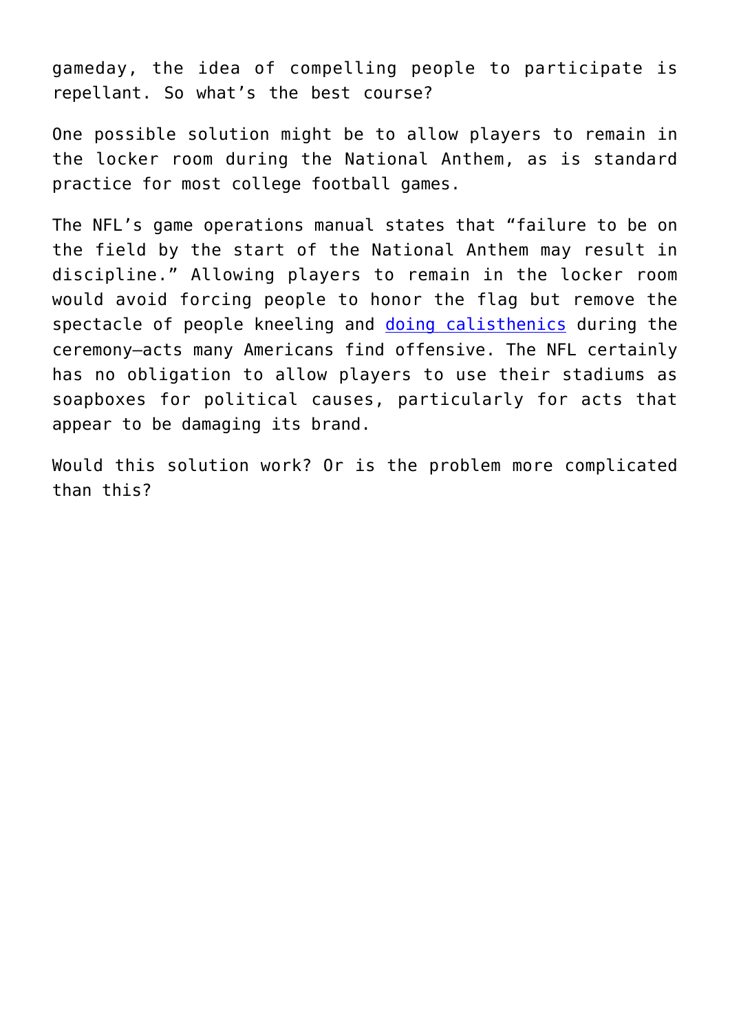gameday, the idea of compelling people to participate is repellant. So what's the best course?

One possible solution might be to allow players to remain in the locker room during the National Anthem, as is standard practice for most college football games.

The NFL's game operations manual states that "failure to be on the field by the start of the National Anthem may result in discipline." Allowing players to remain in the locker room would avoid forcing people to honor the flag but remove the spectacle of people kneeling and doing calisthenics during the ceremony—acts many Americans find offensive. The NFL certainly has no obligation to allow players to use their stadiums as soapboxes for political causes, particularly for acts that appear to be damaging its brand.

Would this solution work? Or is the problem more complicated than this?